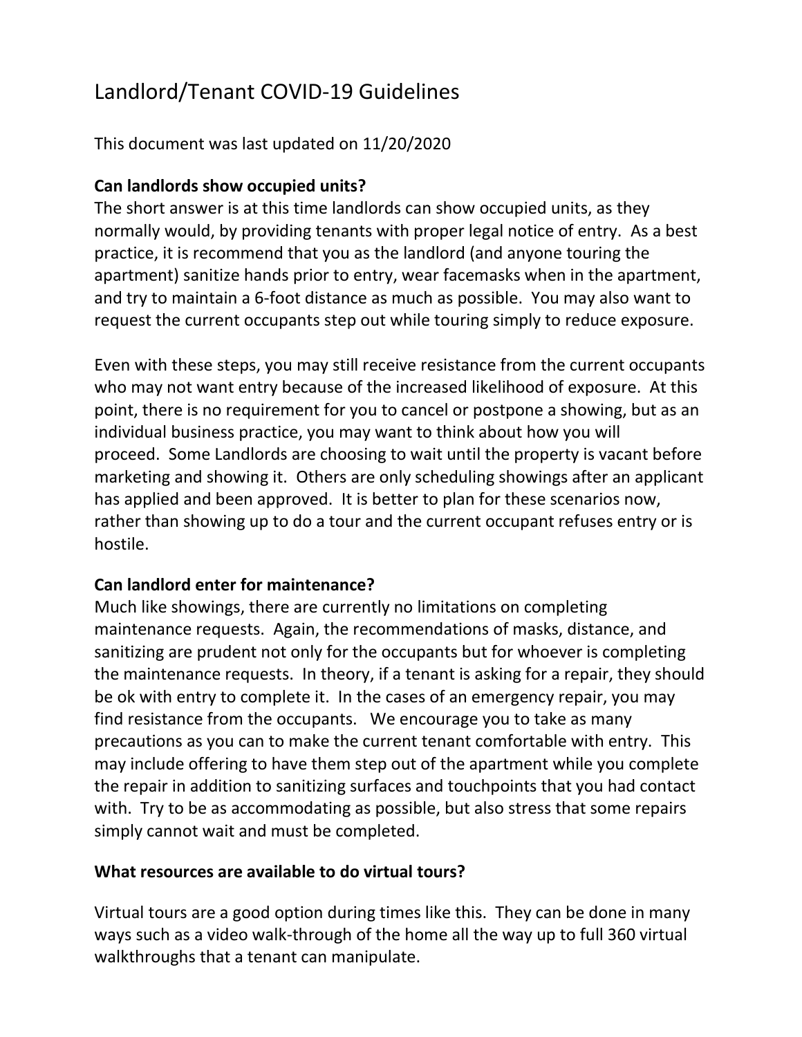# Landlord/Tenant COVID-19 Guidelines

This document was last updated on 11/20/2020

**Can landlords show occupied units?**

The short answer is at this time landlords can show occupied units, as they normally would, by providing tenants with proper legal notice of entry. As a best practice, it is recommend that you as the landlord (and anyone touring the apartment) sanitize hands prior to entry, wear facemasks when in the apartment, and try to maintain a 6-foot distance as much as possible. You may also want to request the current occupants step out while touring simply to reduce exposure.

Even with these steps, you may still receive resistance from the current occupants who may not want entry because of the increased likelihood of exposure. At this point, there is no requirement for you to cancel or postpone a showing, but as an individual business practice, you may want to think about how you will proceed. Some Landlords are choosing to wait until the property is vacant before marketing and showing it. Others are only scheduling showings after an applicant has applied and been approved. It is better to plan for these scenarios now, rather than showing up to do a tour and the current occupant refuses entry or is hostile.

**Can landlord enter for maintenance?**

Much like showings, there are currently no limitations on completing maintenance requests. Again, the recommendations of masks, distance, and sanitizing are prudent not only for the occupants but for whoever is completing the maintenance requests. In theory, if a tenant is asking for a repair, they should be ok with entry to complete it. In the cases of an emergency repair, you may find resistance from the occupants. We encourage you to take as many precautions as you can to make the current tenant comfortable with entry. This may include offering to have them step out of the apartment while you complete the repair in addition to sanitizing surfaces and touchpoints that you had contact with. Try to be as accommodating as possible, but also stress that some repairs simply cannot wait and must be completed.

**What resources are available to do virtual tours?**

Virtual tours are a good option during times like this. They can be done in many ways such as a video walk-through of the home all the way up to full 360 virtual walkthroughs that a tenant can manipulate.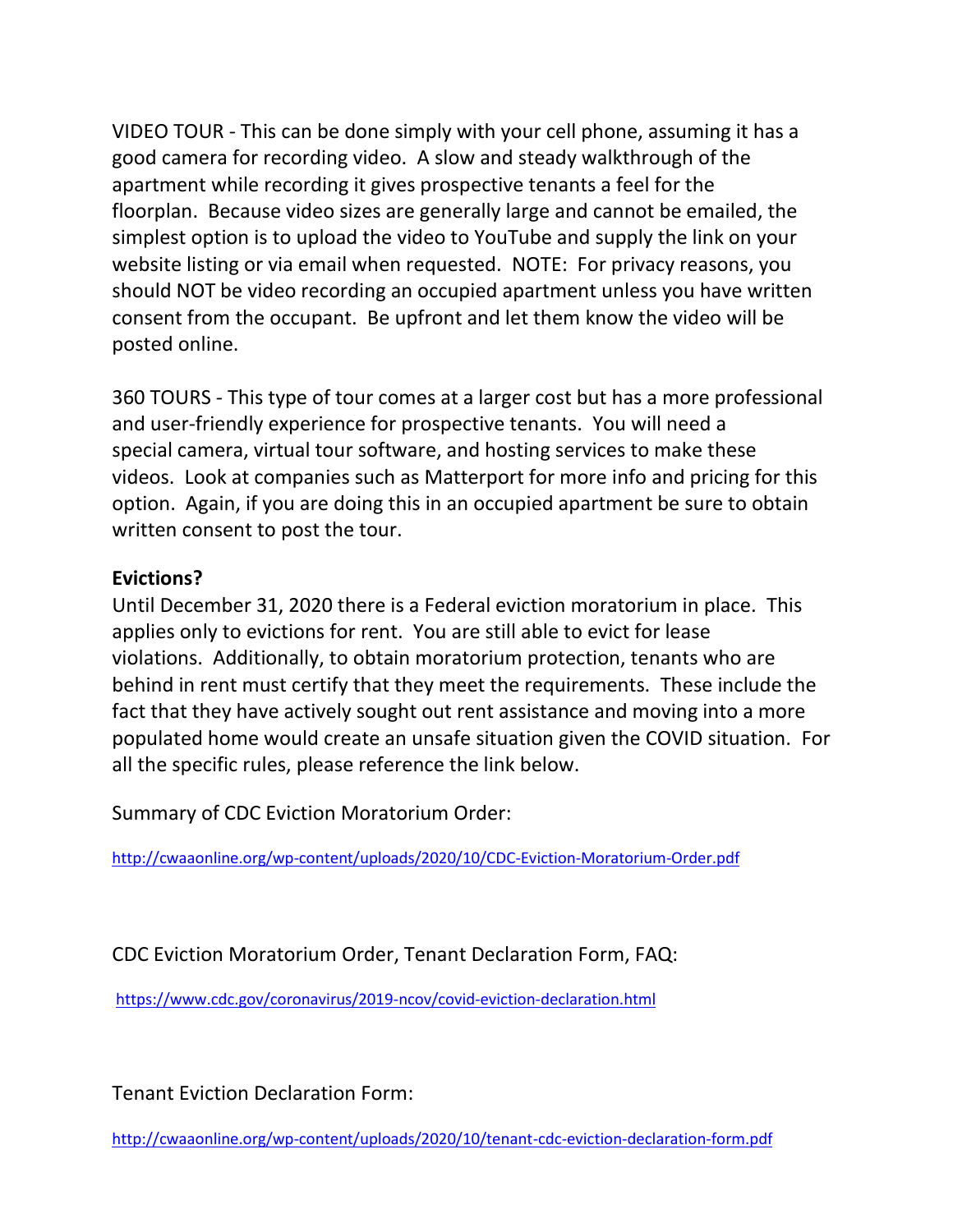VIDEO TOUR - This can be done simply with your cell phone, assuming it has a good camera for recording video. A slow and steady walkthrough of the apartment while recording it gives prospective tenants a feel for the floorplan. Because video sizes are generally large and cannot be emailed, the simplest option is to upload the video to YouTube and supply the link on your website listing or via email when requested. NOTE: For privacy reasons, you should NOT be video recording an occupied apartment unless you have written consent from the occupant. Be upfront and let them know the video will be posted online.

360 TOURS - This type of tour comes at a larger cost but has a more professional and user-friendly experience for prospective tenants. You will need a special camera, virtual tour software, and hosting services to make these videos. Look at companies such as Matterport for more info and pricing for this option. Again, if you are doing this in an occupied apartment be sure to obtain written consent to post the tour.

**Evictions?**

Until December 31, 2020 there is a Federal eviction moratorium in place. This applies only to evictions for rent. You are still able to evict for lease violations. Additionally, to obtain moratorium protection, tenants who are behind in rent must certify that they meet the requirements. These include the fact that they have actively sought out rent assistance and moving into a more populated home would create an unsafe situation given the COVID situation. For all the specific rules, please reference the link below.

Summary of CDC Eviction Moratorium Order:

http://cwaaonline.org/wp-content/uploads/2020/10/CDC-Eviction-Moratorium-Order.pdf

CDC Eviction Moratorium Order, Tenant Declaration Form, FAQ:

https://www.cdc.gov/coronavirus/2019-ncov/covid-eviction-declaration.html

Tenant Eviction Declaration Form:

http://cwaaonline.org/wp-content/uploads/2020/10/tenant-cdc-eviction-declaration-form.pdf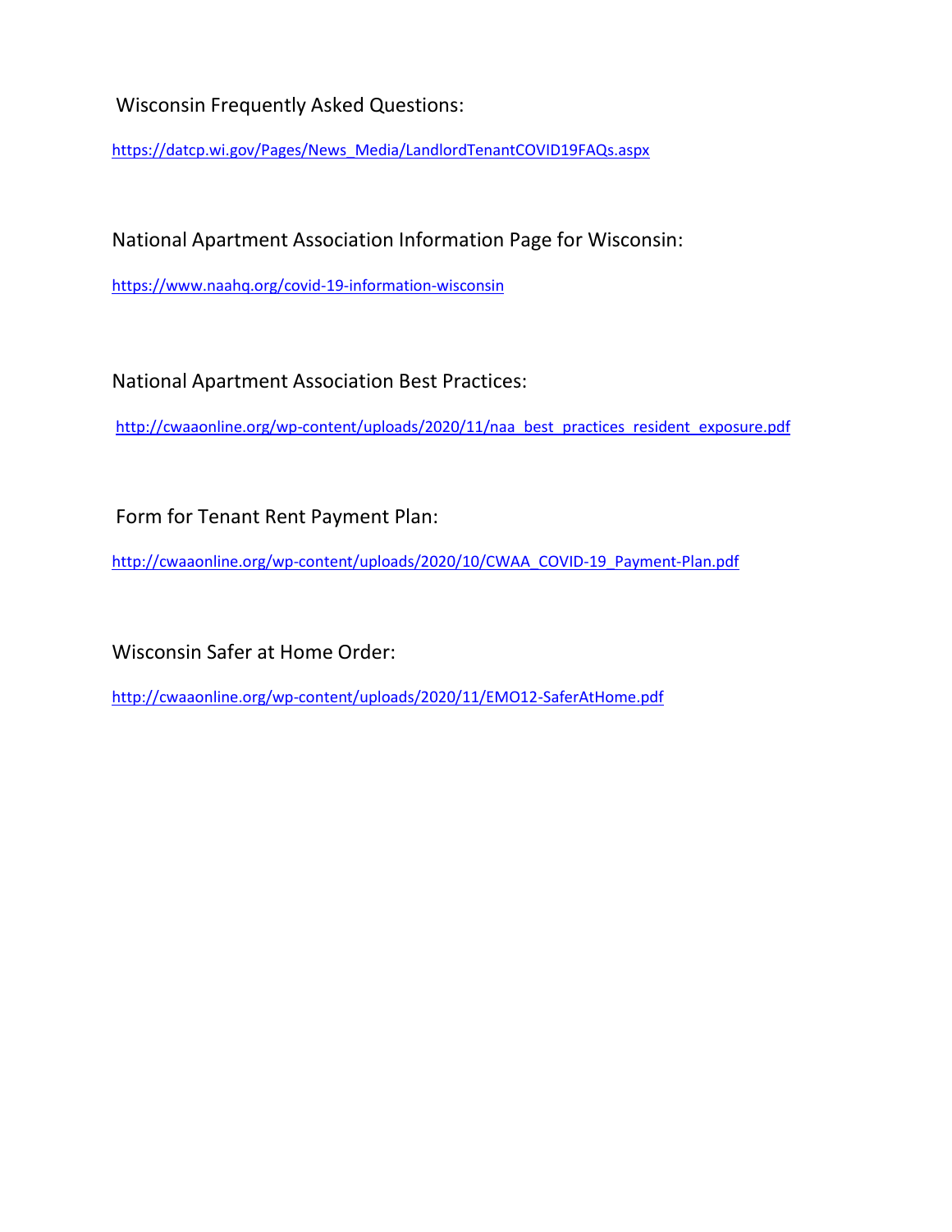Wisconsin Frequently Asked Questions:

https://datcp.wi.gov/Pages/News_Media/LandlordTenantCOVID19FAQs.aspx

National Apartment Association Information Page for Wisconsin:

https://www.naahq.org/covid-19-information-wisconsin

National Apartment Association Best Practices:

http://cwaaonline.org/wp-content/uploads/2020/11/naa_best_practices_resident_exposure.pdf

Form for Tenant Rent Payment Plan:

http://cwaaonline.org/wp-content/uploads/2020/10/CWAA_COVID-19_Payment-Plan.pdf

Wisconsin Safer at Home Order:

http://cwaaonline.org/wp-content/uploads/2020/11/EMO12-SaferAtHome.pdf